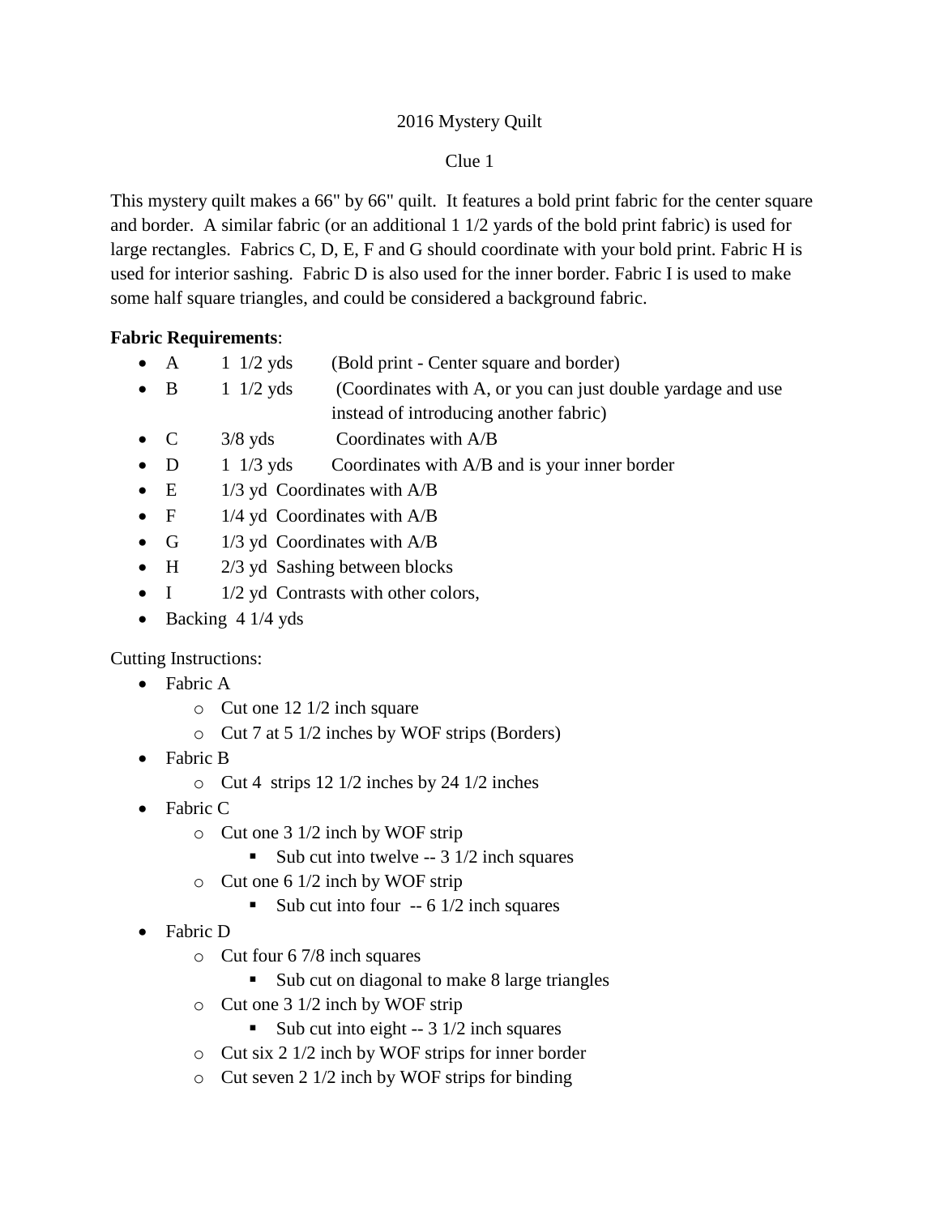# 2016 Mystery Quilt

## Clue 1

This mystery quilt makes a 66" by 66" quilt. It features a bold print fabric for the center square and border. A similar fabric (or an additional 1 1/2 yards of the bold print fabric) is used for large rectangles. Fabrics C, D, E, F and G should coordinate with your bold print. Fabric H is used for interior sashing. Fabric D is also used for the inner border. Fabric I is used to make some half square triangles, and could be considered a background fabric.

**Fabric Requirements**:

- A 1 1/2 yds (Bold print - Center square and border)
- B 1 1/2 yds (Coordinates with A, or you can just double yardage and use instead of introducing another fabric)
- C 3/8 yds Coordinates with A/B
- D 1 1/3 yds Coordinates with A/B and is your inner border
- E 1/3 yd Coordinates with A/B
- F 1/4 yd Coordinates with A/B
- G 1/3 yd Coordinates with A/B
- H 2/3 yd Sashing between blocks
- I 1/2 yd Contrasts with other colors,
- Backing 4 1/4 yds

Cutting Instructions:

- Fabric A
  - Cut one 12 1/2 inch square
  - Cut 7 at 5 1/2 inches by WOF strips (Borders)
- Fabric B
  - Cut 4 strips 12 1/2 inches by 24 1/2 inches
- Fabric C
  - Cut one 3 1/2 inch by WOF strip
    - Sub cut into twelve -- 3 1/2 inch squares
  - Cut one 6 1/2 inch by WOF strip
    - Sub cut into four -- 6 1/2 inch squares
- Fabric D
  - Cut four 6 7/8 inch squares
    - Sub cut on diagonal to make 8 large triangles
  - Cut one 3 1/2 inch by WOF strip
    - Sub cut into eight -- 3 1/2 inch squares
  - Cut six 2 1/2 inch by WOF strips for inner border
  - Cut seven 2 1/2 inch by WOF strips for binding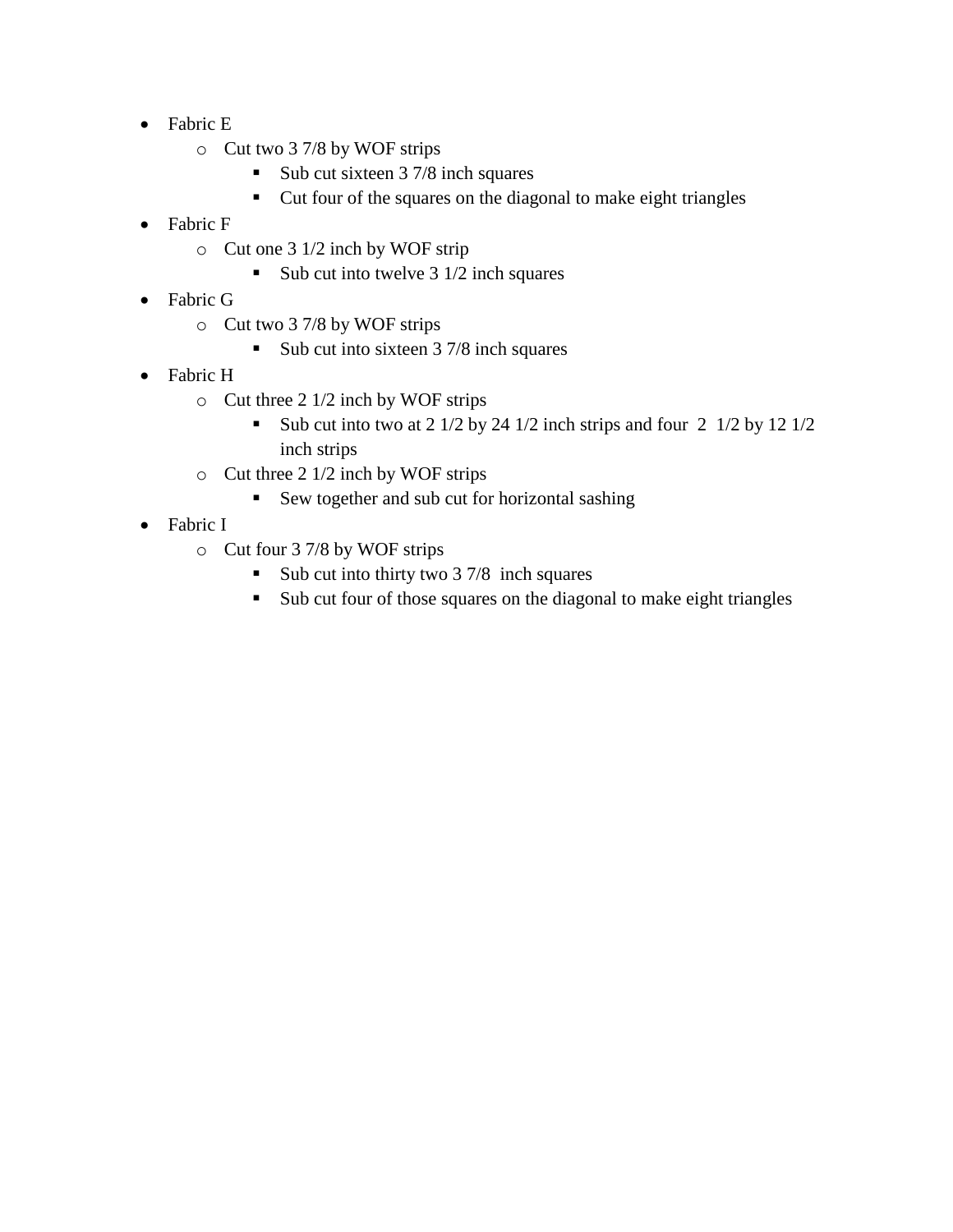- Fabric E
  - Cut two 3 7/8 by WOF strips
    - Sub cut sixteen 3 7/8 inch squares
    - Cut four of the squares on the diagonal to make eight triangles
- Fabric F
  - Cut one 3 1/2 inch by WOF strip
    - Sub cut into twelve 3 1/2 inch squares
- Fabric G
  - Cut two 3 7/8 by WOF strips
    - Sub cut into sixteen 3 7/8 inch squares
- Fabric H
  - Cut three 2 1/2 inch by WOF strips
    - Sub cut into two at 2 1/2 by 24 1/2 inch strips and four 2 1/2 by 12 1/2 inch strips
  - Cut three 2 1/2 inch by WOF strips
    - Sew together and sub cut for horizontal sashing
- Fabric I
  - Cut four 3 7/8 by WOF strips
    - Sub cut into thirty two 3 7/8 inch squares
    - Sub cut four of those squares on the diagonal to make eight triangles